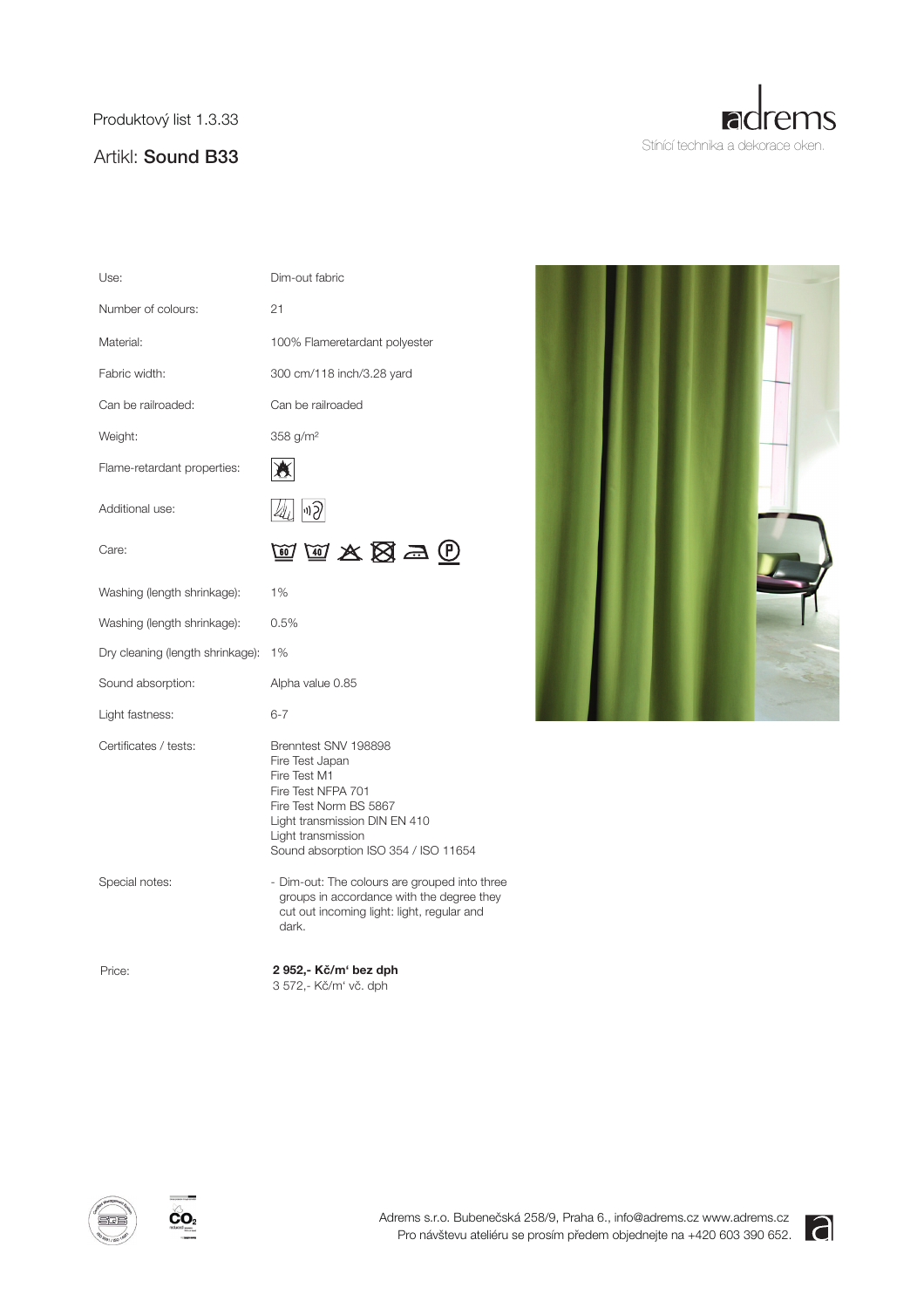Produktový list 1.3.33

Artikl: **Sound B33**

adrems
Stínící technika a dekorace oken.

| | |
|---|---|
| Use: | Dim-out fabric |
| Number of colours: | 21 |
| Material: | 100% Flameretardant polyester |
| Fabric width: | 300 cm/118 inch/3.28 yard |
| Can be railroaded: | Can be railroaded |
| Weight: | 358 g/m² |
| Flame-retardant properties: | |
| Additional use: | |
| Care: | |
| Washing (length shrinkage): | 1% |
| Washing (length shrinkage): | 0.5% |
| Dry cleaning (length shrinkage): | 1% |
| Sound absorption: | Alpha value 0.85 |
| Light fastness: | 6-7 |
| Certificates / tests: | Brenntest SNV 198898<br>Fire Test Japan<br>Fire Test M1<br>Fire Test NFPA 701<br>Fire Test Norm BS 5867<br>Light transmission DIN EN 410<br>Light transmission<br>Sound absorption ISO 354 / ISO 11654 |
| Special notes: | - Dim-out: The colours are grouped into three groups in accordance with the degree they cut out incoming light: light, regular and dark. |
| Price: | **2 952,- Kč/m‘ bez dph**<br>3 572,- Kč/m‘ vč. dph |

Adrems s.r.o. Bubenečská 258/9, Praha 6., info@adrems.cz www.adrems.cz
Pro návštevu ateliéru se prosím předem objednejte na +420 603 390 652.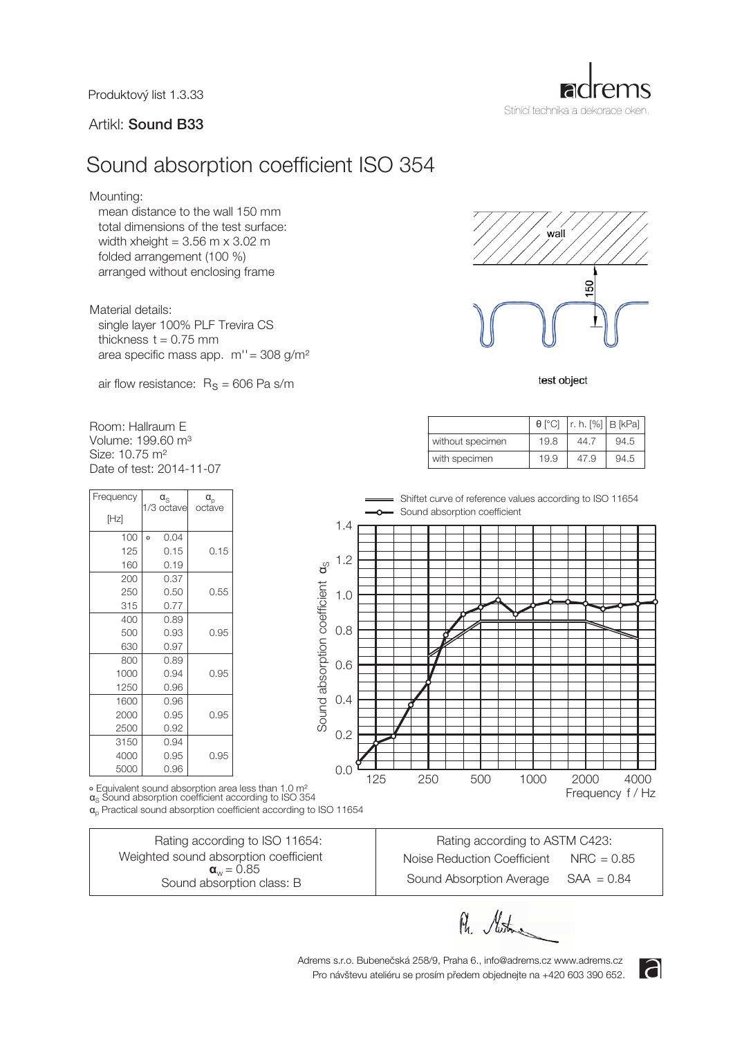Produktový list 1.3.33

adrems
Stínící technika a dekorace oken.

Artikl: **Sound B33**

# Sound absorption coefficient ISO 354

Mounting:
- mean distance to the wall 150 mm
- total dimensions of the test surface:
- width xheight = 3.56 m x 3.02 m
- folded arrangement (100 %)
- arranged without enclosing frame

Material details:
- single layer 100% PLF Trevira CS
- thickness t = 0.75 mm
- area specific mass app. m'' = 308 g/m²

air flow resistance: $R_S$ = 606 Pa s/m

wall

150

test object

Room: Hallraum E
Volume: 199.60 m³
Size: 10.75 m²
Date of test: 2014-11-07

| | θ [°C] | r. h. [%] | B [kPa] |
|---|---|---|---|
| without specimen | 19.8 | 44.7 | 94.5 |
| with specimen | 19.9 | 47.9 | 94.5 |

| Frequency [Hz] | $\alpha_S$ 1/3 octave | $\alpha_p$ octave |
|---|---|---|
| 100 | ∘ 0.04 | |
| 125 | 0.15 | 0.15 |
| 160 | 0.19 | |
| 200 | 0.37 | |
| 250 | 0.50 | 0.55 |
| 315 | 0.77 | |
| 400 | 0.89 | |
| 500 | 0.93 | 0.95 |
| 630 | 0.97 | |
| 800 | 0.89 | |
| 1000 | 0.94 | 0.95 |
| 1250 | 0.96 | |
| 1600 | 0.96 | |
| 2000 | 0.95 | 0.95 |
| 2500 | 0.92 | |
| 3150 | 0.94 | |
| 4000 | 0.95 | 0.95 |
| 5000 | 0.96 | |

Shiftet curve of reference values according to ISO 11654
Sound absorption coefficient

Sound absorption coefficient $\alpha_S$

1.4
1.2
1.0
0.8
0.6
0.4
0.2
0.0

125 250 500 1000 2000 4000
Frequency f / Hz

∘ Equivalent sound absorption area less than 1.0 m²
$\alpha_S$ Sound absorption coefficient according to ISO 354
$\alpha_p$ Practical sound absorption coefficient according to ISO 11654

| Rating according to ISO 11654: | Rating according to ASTM C423: |
|---|---|
| Weighted sound absorption coefficient $\boldsymbol{\alpha}_w = 0.85$ Sound absorption class: B | Noise Reduction Coefficient NRC = 0.85 Sound Absorption Average SAA = 0.84 |

Adrems s.r.o. Bubenečská 258/9, Praha 6., info@adrems.cz www.adrems.cz
Pro návštevu ateliéru se prosím předem objednejte na +420 603 390 652.